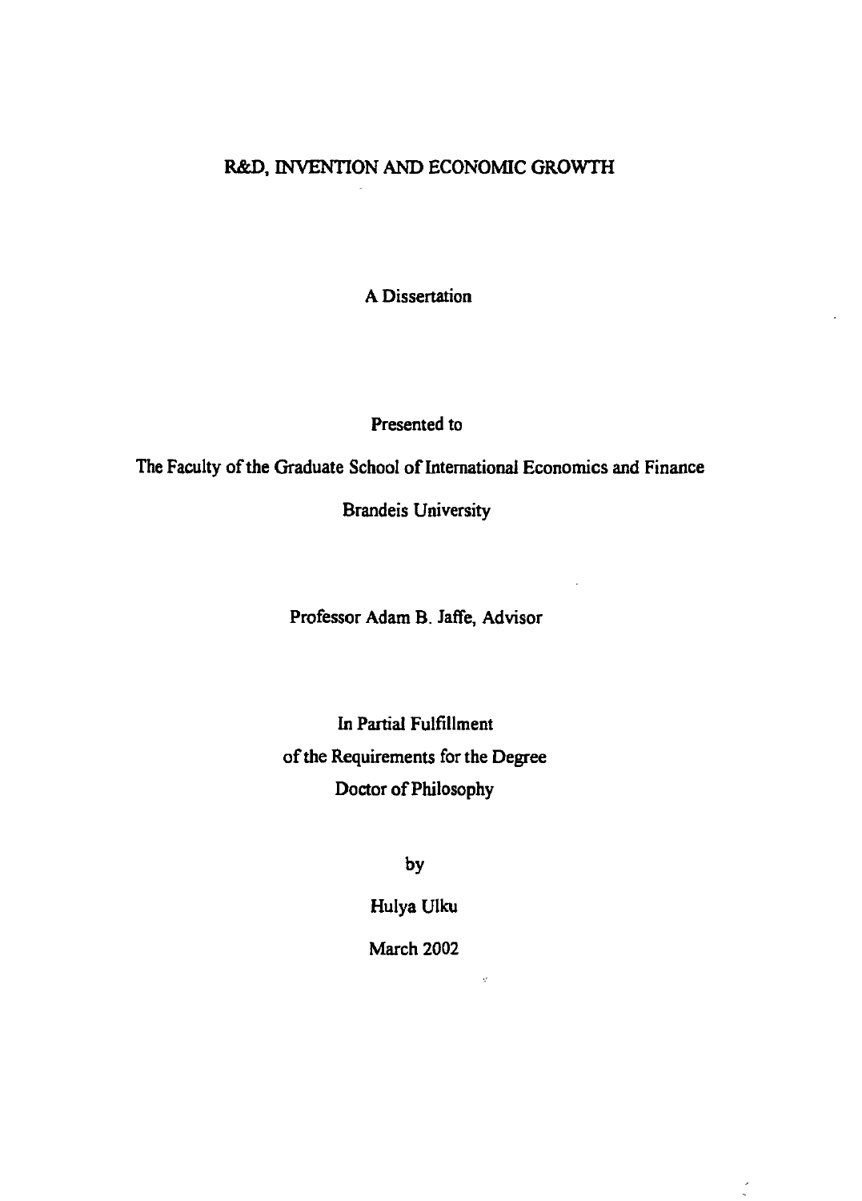# R&D, INVENTION AND ECONOMIC GROWTH

A Dissertation

Presented to

The Faculty of the Graduate School of International Economics and Finance

Brandeis University

Professor Adam B. Jaffe, Advisor

In Partial Fulfillment
of the Requirements for the Degree
Doctor of Philosophy

by

Hulya Ulku

March 2002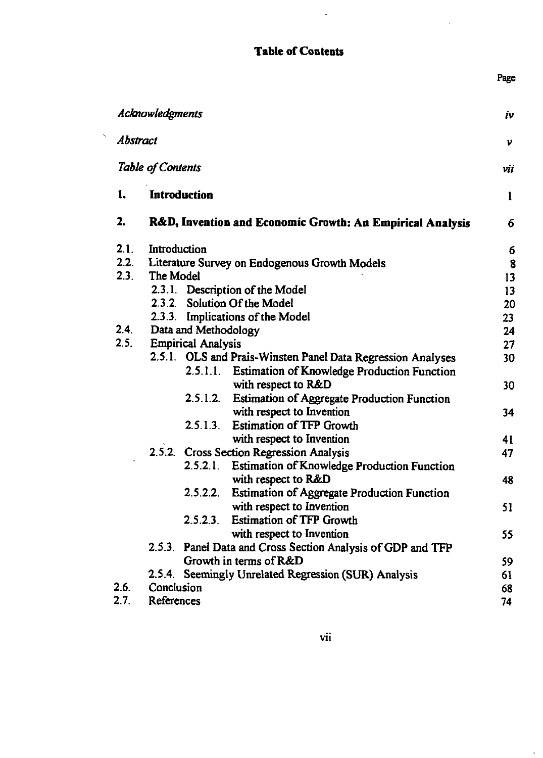# Table of Contents

| | | Page |
|---|---|---|
| *Acknowledgments* | | *iv* |
| *Abstract* | | *v* |
| *Table of Contents* | | *vii* |
| **1.** | **Introduction** | 1 |
| **2.** | **R&D, Invention and Economic Growth: An Empirical Analysis** | 6 |
| 2.1. | Introduction | 6 |
| 2.2. | Literature Survey on Endogenous Growth Models | 8 |
| 2.3. | The Model | 13 |
| | 2.3.1. Description of the Model | 13 |
| | 2.3.2. Solution Of the Model | 20 |
| | 2.3.3. Implications of the Model | 23 |
| 2.4. | Data and Methodology | 24 |
| 2.5. | Empirical Analysis | 27 |
| | 2.5.1. OLS and Prais-Winsten Panel Data Regression Analyses | 30 |
| | 2.5.1.1. Estimation of Knowledge Production Function with respect to R&D | 30 |
| | 2.5.1.2. Estimation of Aggregate Production Function with respect to Invention | 34 |
| | 2.5.1.3. Estimation of TFP Growth with respect to Invention | 41 |
| | 2.5.2. Cross Section Regression Analysis | 47 |
| | 2.5.2.1. Estimation of Knowledge Production Function with respect to R&D | 48 |
| | 2.5.2.2. Estimation of Aggregate Production Function with respect to Invention | 51 |
| | 2.5.2.3. Estimation of TFP Growth with respect to Invention | 55 |
| | 2.5.3. Panel Data and Cross Section Analysis of GDP and TFP Growth in terms of R&D | 59 |
| | 2.5.4. Seemingly Unrelated Regression (SUR) Analysis | 61 |
| 2.6. | Conclusion | 68 |
| 2.7. | References | 74 |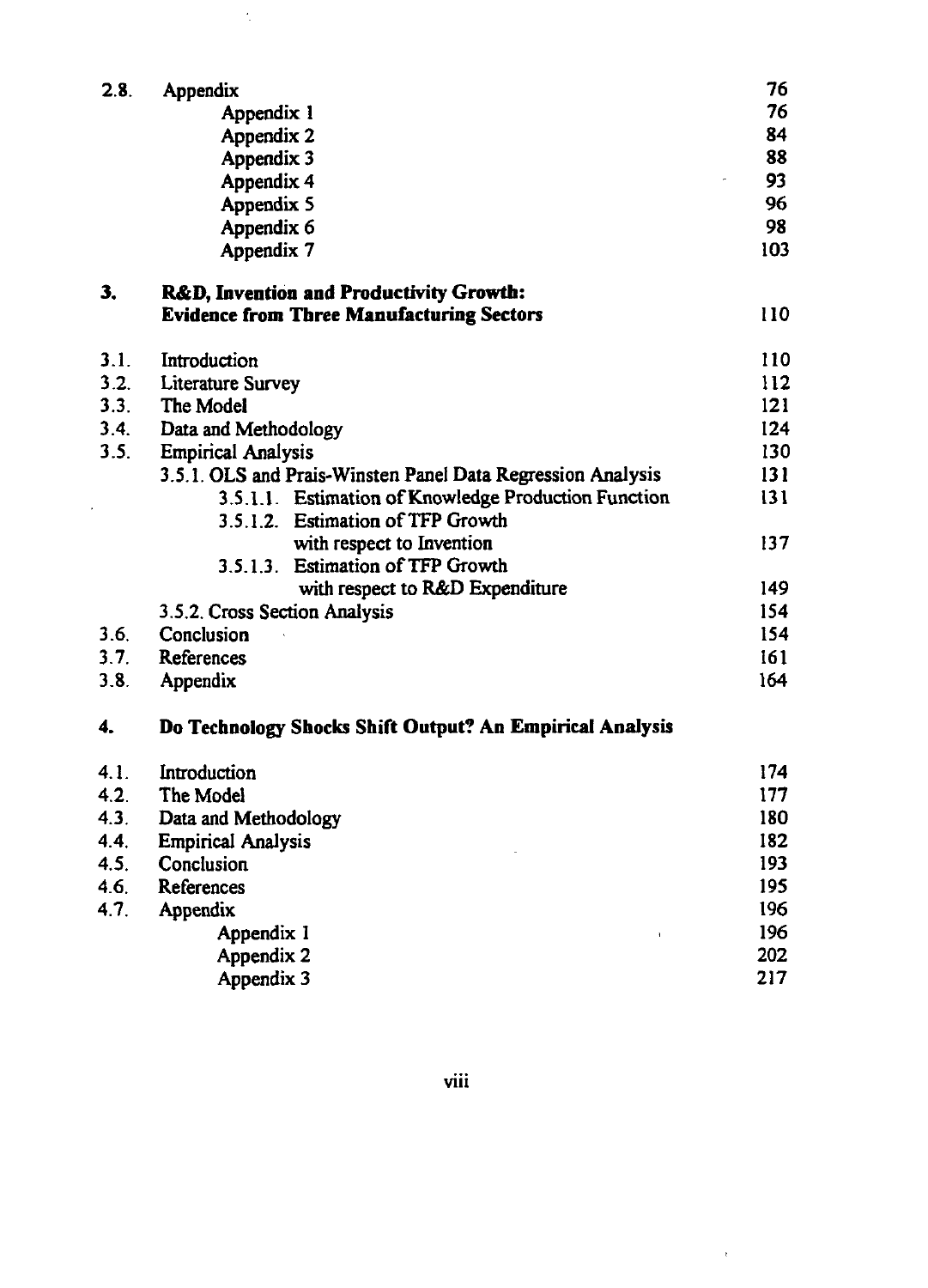| | | |
|---|---|---|
| 2.8. | Appendix | 76 |
| | Appendix 1 | 76 |
| | Appendix 2 | 84 |
| | Appendix 3 | 88 |
| | Appendix 4 | 93 |
| | Appendix 5 | 96 |
| | Appendix 6 | 98 |
| | Appendix 7 | 103 |
| **3.** | **R&D, Invention and Productivity Growth: Evidence from Three Manufacturing Sectors** | 110 |
| 3.1. | Introduction | 110 |
| 3.2. | Literature Survey | 112 |
| 3.3. | The Model | 121 |
| 3.4. | Data and Methodology | 124 |
| 3.5. | Empirical Analysis | 130 |
| | 3.5.1. OLS and Prais-Winsten Panel Data Regression Analysis | 131 |
| | 3.5.1.1. Estimation of Knowledge Production Function | 131 |
| | 3.5.1.2. Estimation of TFP Growth with respect to Invention | 137 |
| | 3.5.1.3. Estimation of TFP Growth with respect to R&D Expenditure | 149 |
| | 3.5.2. Cross Section Analysis | 154 |
| 3.6. | Conclusion | 154 |
| 3.7. | References | 161 |
| 3.8. | Appendix | 164 |
| **4.** | **Do Technology Shocks Shift Output? An Empirical Analysis** | |
| 4.1. | Introduction | 174 |
| 4.2. | The Model | 177 |
| 4.3. | Data and Methodology | 180 |
| 4.4. | Empirical Analysis | 182 |
| 4.5. | Conclusion | 193 |
| 4.6. | References | 195 |
| 4.7. | Appendix | 196 |
| | Appendix 1 | 196 |
| | Appendix 2 | 202 |
| | Appendix 3 | 217 |